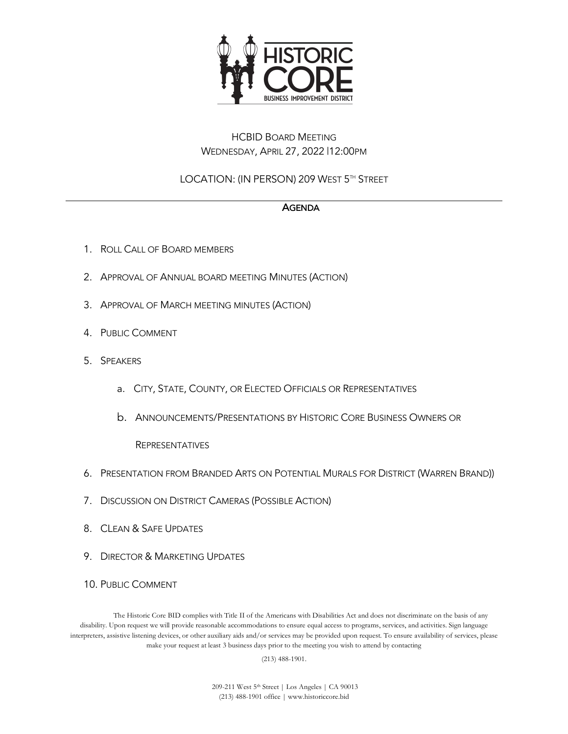# HCBID Board Meeting

Wednesday, April 27, 2022 |12:00PM

LOCATION: (IN PERSON) 209 West 5th Street

## Agenda

1. Roll Call of Board members
2. Approval of Annual board meeting Minutes (Action)
3. Approval of March meeting minutes (Action)
4. Public Comment
5. Speakers
   a. City, State, County, or Elected Officials or Representatives
   b. Announcements/Presentations by Historic Core Business Owners or Representatives
6. Presentation from Branded Arts on Potential Murals for District (Warren Brand))
7. Discussion on District Cameras (Possible Action)
8. Clean & Safe Updates
9. Director & Marketing Updates
10. Public Comment

The Historic Core BID complies with Title II of the Americans with Disabilities Act and does not discriminate on the basis of any disability. Upon request we will provide reasonable accommodations to ensure equal access to programs, services, and activities. Sign language interpreters, assistive listening devices, or other auxiliary aids and/or services may be provided upon request. To ensure availability of services, please make your request at least 3 business days prior to the meeting you wish to attend by contacting

(213) 488-1901.

209-211 West 5th Street | Los Angeles | CA 90013
(213) 488-1901 office | www.historiccore.bid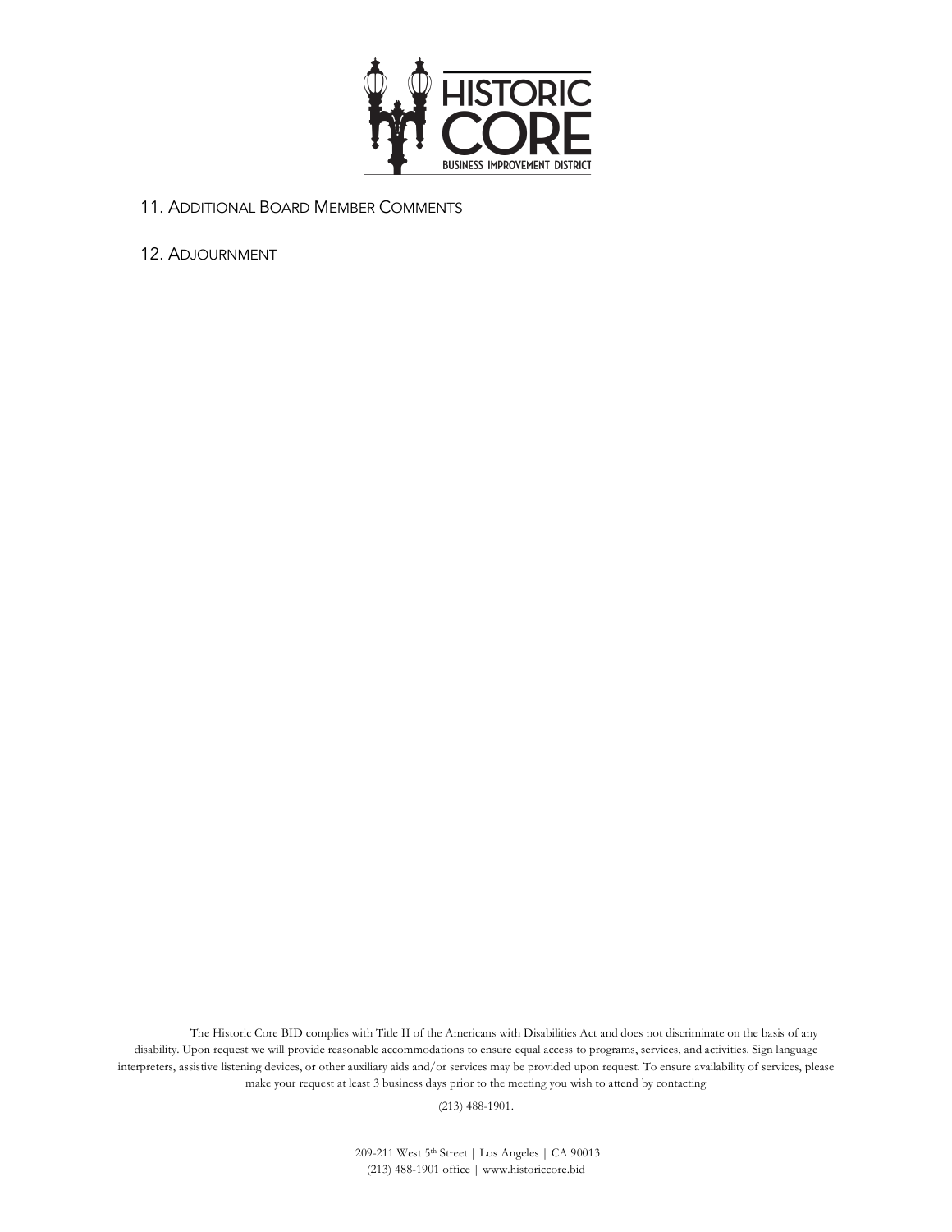11. ADDITIONAL BOARD MEMBER COMMENTS

12. ADJOURNMENT

The Historic Core BID complies with Title II of the Americans with Disabilities Act and does not discriminate on the basis of any disability. Upon request we will provide reasonable accommodations to ensure equal access to programs, services, and activities. Sign language interpreters, assistive listening devices, or other auxiliary aids and/or services may be provided upon request. To ensure availability of services, please make your request at least 3 business days prior to the meeting you wish to attend by contacting

(213) 488-1901.

209-211 West 5th Street | Los Angeles | CA 90013
(213) 488-1901 office | www.historiccore.bid